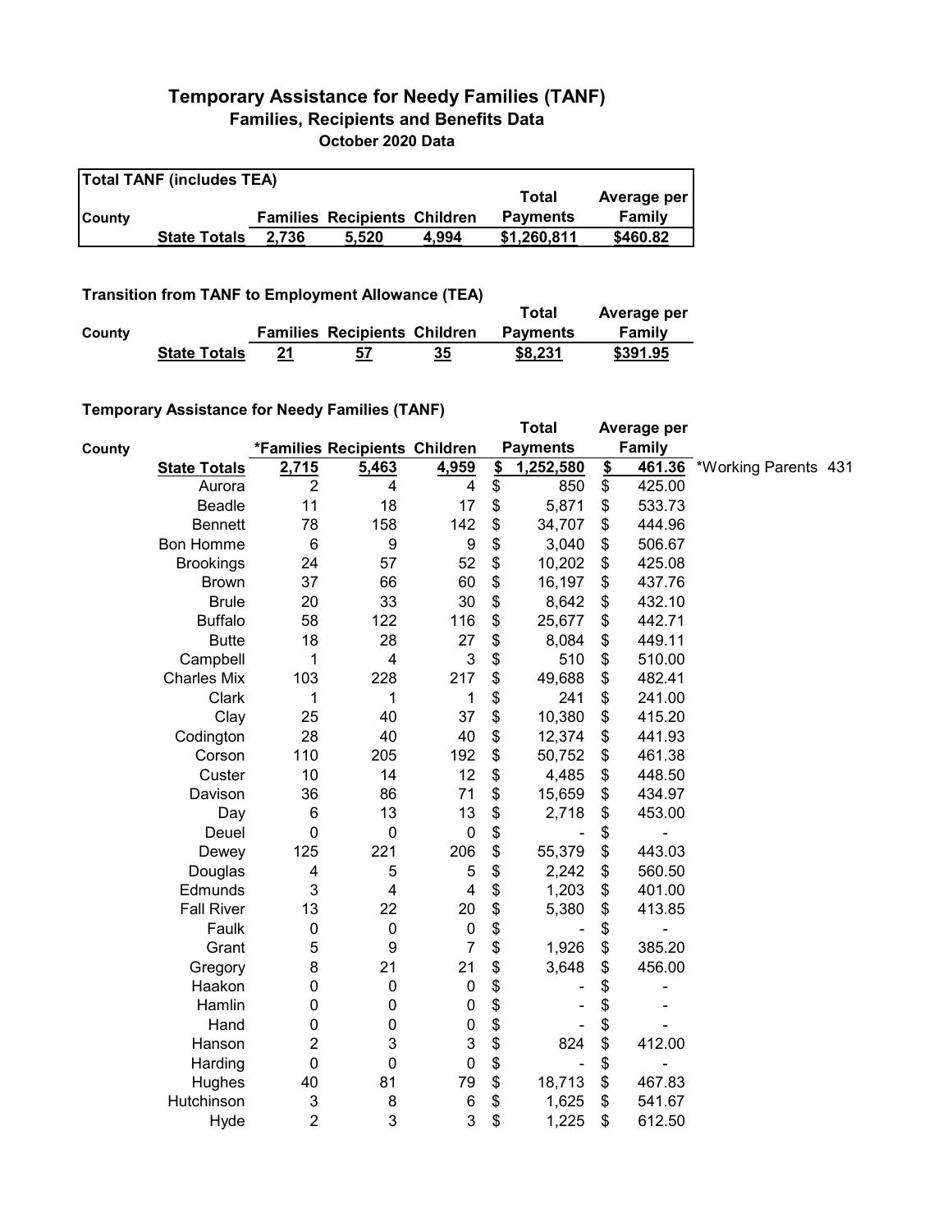# Temporary Assistance for Needy Families (TANF)

## Families, Recipients and Benefits Data

### October 2020 Data

**Total TANF (includes TEA)**

| County | | Families | Recipients | Children | Total Payments | Average per Family |
|---|---|---|---|---|---|---|
| | **State Totals** | **2,736** | **5,520** | **4,994** | **$1,260,811** | **$460.82** |

**Transition from TANF to Employment Allowance (TEA)**

| County | | Families | Recipients | Children | Total Payments | Average per Family |
|---|---|---|---|---|---|---|
| | **State Totals** | **21** | **57** | **35** | **$8,231** | **$391.95** |

**Temporary Assistance for Needy Families (TANF)**

| County | | *Families | Recipients | Children | Total Payments | Average per Family | |
|---|---|---|---|---|---|---|---|
| | **State Totals** | **2,715** | **5,463** | **4,959** | **$ 1,252,580** | **$ 461.36** | *Working Parents 431 |
| | Aurora | 2 | 4 | 4 | $ 850 | $ 425.00 | |
| | Beadle | 11 | 18 | 17 | $ 5,871 | $ 533.73 | |
| | Bennett | 78 | 158 | 142 | $ 34,707 | $ 444.96 | |
| | Bon Homme | 6 | 9 | 9 | $ 3,040 | $ 506.67 | |
| | Brookings | 24 | 57 | 52 | $ 10,202 | $ 425.08 | |
| | Brown | 37 | 66 | 60 | $ 16,197 | $ 437.76 | |
| | Brule | 20 | 33 | 30 | $ 8,642 | $ 432.10 | |
| | Buffalo | 58 | 122 | 116 | $ 25,677 | $ 442.71 | |
| | Butte | 18 | 28 | 27 | $ 8,084 | $ 449.11 | |
| | Campbell | 1 | 4 | 3 | $ 510 | $ 510.00 | |
| | Charles Mix | 103 | 228 | 217 | $ 49,688 | $ 482.41 | |
| | Clark | 1 | 1 | 1 | $ 241 | $ 241.00 | |
| | Clay | 25 | 40 | 37 | $ 10,380 | $ 415.20 | |
| | Codington | 28 | 40 | 40 | $ 12,374 | $ 441.93 | |
| | Corson | 110 | 205 | 192 | $ 50,752 | $ 461.38 | |
| | Custer | 10 | 14 | 12 | $ 4,485 | $ 448.50 | |
| | Davison | 36 | 86 | 71 | $ 15,659 | $ 434.97 | |
| | Day | 6 | 13 | 13 | $ 2,718 | $ 453.00 | |
| | Deuel | 0 | 0 | 0 | $ - | $ - | |
| | Dewey | 125 | 221 | 206 | $ 55,379 | $ 443.03 | |
| | Douglas | 4 | 5 | 5 | $ 2,242 | $ 560.50 | |
| | Edmunds | 3 | 4 | 4 | $ 1,203 | $ 401.00 | |
| | Fall River | 13 | 22 | 20 | $ 5,380 | $ 413.85 | |
| | Faulk | 0 | 0 | 0 | $ - | $ - | |
| | Grant | 5 | 9 | 7 | $ 1,926 | $ 385.20 | |
| | Gregory | 8 | 21 | 21 | $ 3,648 | $ 456.00 | |
| | Haakon | 0 | 0 | 0 | $ - | $ - | |
| | Hamlin | 0 | 0 | 0 | $ - | $ - | |
| | Hand | 0 | 0 | 0 | $ - | $ - | |
| | Hanson | 2 | 3 | 3 | $ 824 | $ 412.00 | |
| | Harding | 0 | 0 | 0 | $ - | $ - | |
| | Hughes | 40 | 81 | 79 | $ 18,713 | $ 467.83 | |
| | Hutchinson | 3 | 8 | 6 | $ 1,625 | $ 541.67 | |
| | Hyde | 2 | 3 | 3 | $ 1,225 | $ 612.50 | |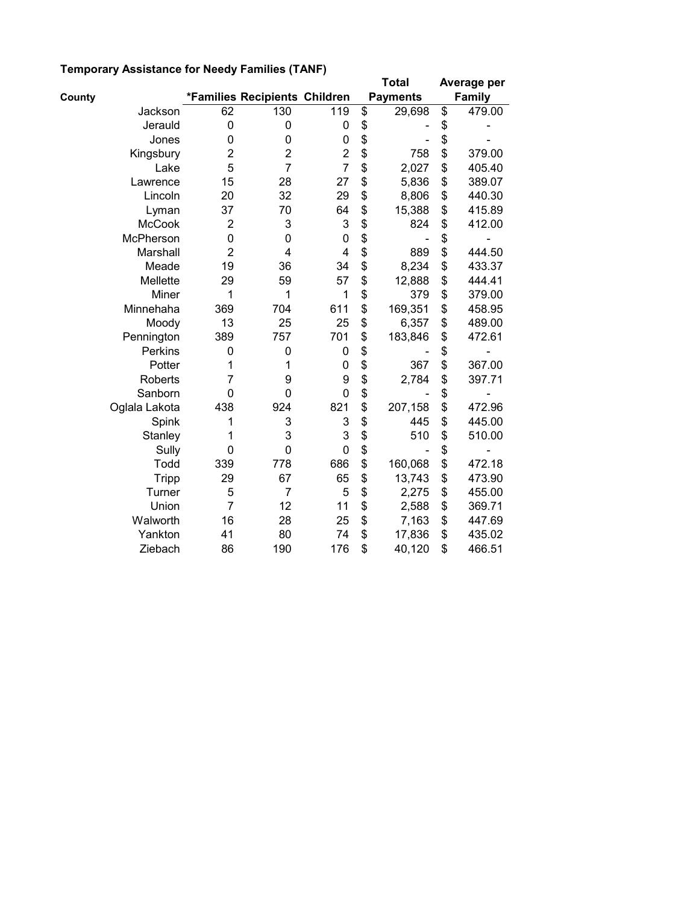**Temporary Assistance for Needy Families (TANF)**

| County | *Families | Recipients | Children | Total Payments | Average per Family |
|---|---|---|---|---|---|
| Jackson | 62 | 130 | 119 | $ 29,698 | $ 479.00 |
| Jerauld | 0 | 0 | 0 | $ - | $ - |
| Jones | 0 | 0 | 0 | $ - | $ - |
| Kingsbury | 2 | 2 | 2 | $ 758 | $ 379.00 |
| Lake | 5 | 7 | 7 | $ 2,027 | $ 405.40 |
| Lawrence | 15 | 28 | 27 | $ 5,836 | $ 389.07 |
| Lincoln | 20 | 32 | 29 | $ 8,806 | $ 440.30 |
| Lyman | 37 | 70 | 64 | $ 15,388 | $ 415.89 |
| McCook | 2 | 3 | 3 | $ 824 | $ 412.00 |
| McPherson | 0 | 0 | 0 | $ - | $ - |
| Marshall | 2 | 4 | 4 | $ 889 | $ 444.50 |
| Meade | 19 | 36 | 34 | $ 8,234 | $ 433.37 |
| Mellette | 29 | 59 | 57 | $ 12,888 | $ 444.41 |
| Miner | 1 | 1 | 1 | $ 379 | $ 379.00 |
| Minnehaha | 369 | 704 | 611 | $ 169,351 | $ 458.95 |
| Moody | 13 | 25 | 25 | $ 6,357 | $ 489.00 |
| Pennington | 389 | 757 | 701 | $ 183,846 | $ 472.61 |
| Perkins | 0 | 0 | 0 | $ - | $ - |
| Potter | 1 | 1 | 0 | $ 367 | $ 367.00 |
| Roberts | 7 | 9 | 9 | $ 2,784 | $ 397.71 |
| Sanborn | 0 | 0 | 0 | $ - | $ - |
| Oglala Lakota | 438 | 924 | 821 | $ 207,158 | $ 472.96 |
| Spink | 1 | 3 | 3 | $ 445 | $ 445.00 |
| Stanley | 1 | 3 | 3 | $ 510 | $ 510.00 |
| Sully | 0 | 0 | 0 | $ - | $ - |
| Todd | 339 | 778 | 686 | $ 160,068 | $ 472.18 |
| Tripp | 29 | 67 | 65 | $ 13,743 | $ 473.90 |
| Turner | 5 | 7 | 5 | $ 2,275 | $ 455.00 |
| Union | 7 | 12 | 11 | $ 2,588 | $ 369.71 |
| Walworth | 16 | 28 | 25 | $ 7,163 | $ 447.69 |
| Yankton | 41 | 80 | 74 | $ 17,836 | $ 435.02 |
| Ziebach | 86 | 190 | 176 | $ 40,120 | $ 466.51 |